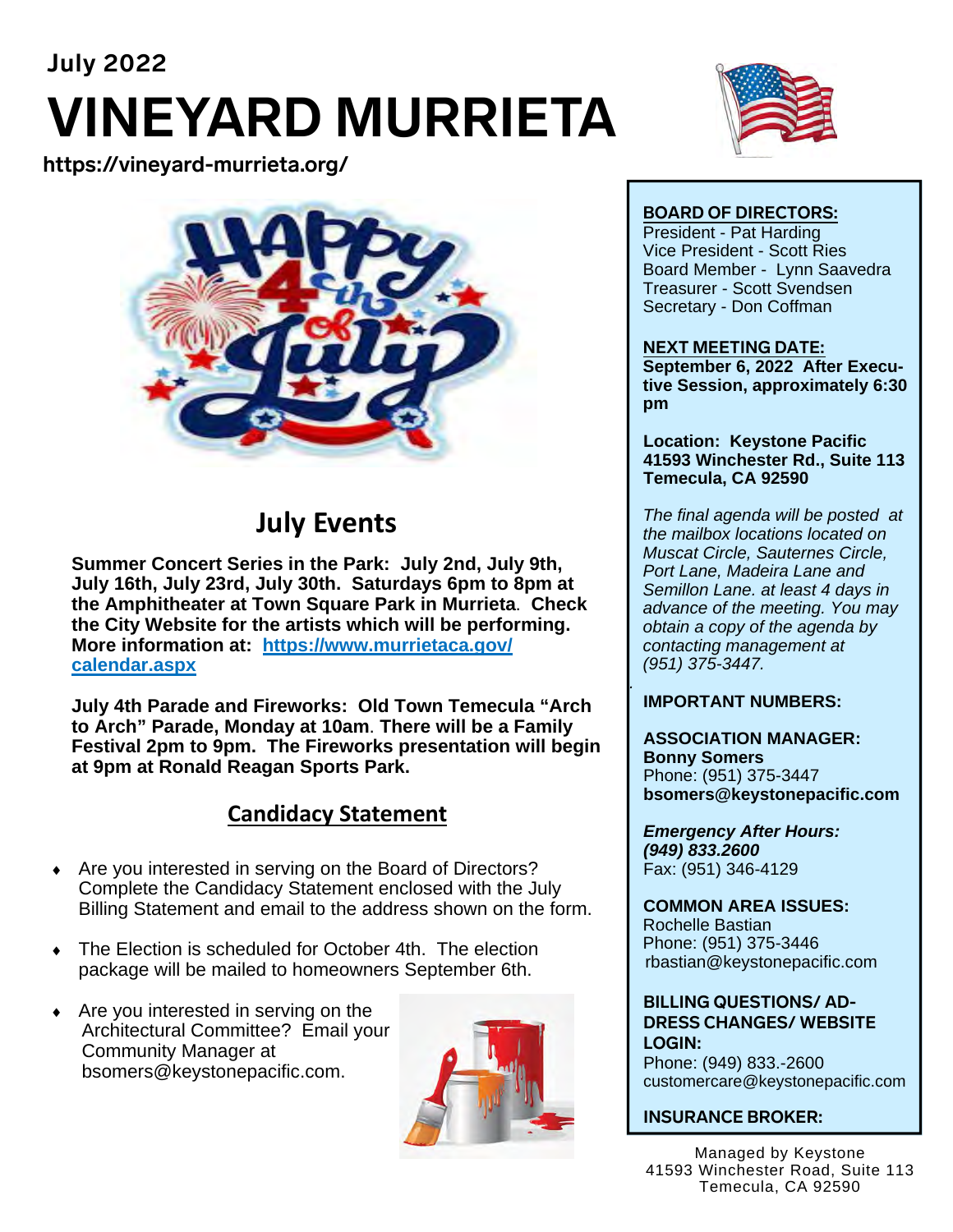July 2022

# VINEYARD MURRIETA

https://vineyard-murrieta.org/

## July Events

**Summer Concert Series in the Park: July 2nd, July 9th, July 16th, July 23rd, July 30th. Saturdays 6pm to 8pm at the Amphitheater at Town Square Park in Murrieta. Check the City Website for the artists which will be performing. More information at: [https://www.murrietaca.gov/calendar.aspx](https://www.murrietaca.gov/calendar.aspx)**

**July 4th Parade and Fireworks: Old Town Temecula "Arch to Arch" Parade, Monday at 10am. There will be a Family Festival 2pm to 9pm. The Fireworks presentation will begin at 9pm at Ronald Reagan Sports Park.**

## Candidacy Statement

- Are you interested in serving on the Board of Directors? Complete the Candidacy Statement enclosed with the July Billing Statement and email to the address shown on the form.
- The Election is scheduled for October 4th. The election package will be mailed to homeowners September 6th.
- Are you interested in serving on the Architectural Committee? Email your Community Manager at bsomers@keystonepacific.com.

**BOARD OF DIRECTORS:**
President - Pat Harding
Vice President - Scott Ries
Board Member - Lynn Saavedra
Treasurer - Scott Svendsen
Secretary - Don Coffman

**NEXT MEETING DATE:**
**September 6, 2022 After Executive Session, approximately 6:30 pm**

**Location: Keystone Pacific**
**41593 Winchester Rd., Suite 113**
**Temecula, CA 92590**

*The final agenda will be posted at the mailbox locations located on Muscat Circle, Sauternes Circle, Port Lane, Madeira Lane and Semillon Lane. at least 4 days in advance of the meeting. You may obtain a copy of the agenda by contacting management at (951) 375-3447.*

**IMPORTANT NUMBERS:**

**ASSOCIATION MANAGER:**
**Bonny Somers**
Phone: (951) 375-3447
**bsomers@keystonepacific.com**

***Emergency After Hours: (949) 833.2600***
Fax: (951) 346-4129

**COMMON AREA ISSUES:**
Rochelle Bastian
Phone: (951) 375-3446
rbastian@keystonepacific.com

**BILLING QUESTIONS/ ADDRESS CHANGES/ WEBSITE LOGIN:**
Phone: (949) 833.-2600
customercare@keystonepacific.com

**INSURANCE BROKER:**

Managed by Keystone
41593 Winchester Road, Suite 113
Temecula, CA 92590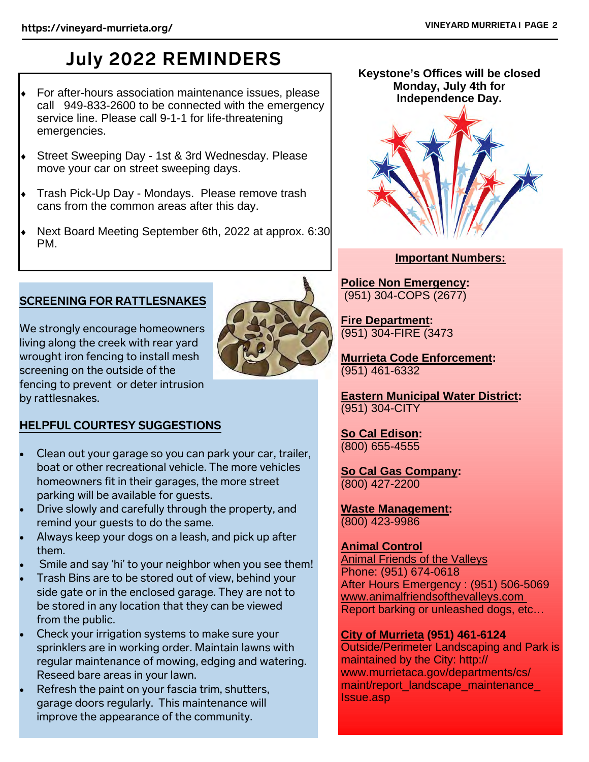# July 2022 REMINDERS

- For after-hours association maintenance issues, please call 949-833-2600 to be connected with the emergency service line. Please call 9-1-1 for life-threatening emergencies.
- Street Sweeping Day - 1st & 3rd Wednesday. Please move your car on street sweeping days.
- Trash Pick-Up Day - Mondays. Please remove trash cans from the common areas after this day.
- Next Board Meeting September 6th, 2022 at approx. 6:30 PM.

## SCREENING FOR RATTLESNAKES

We strongly encourage homeowners living along the creek with rear yard wrought iron fencing to install mesh screening on the outside of the fencing to prevent or deter intrusion by rattlesnakes.

## HELPFUL COURTESY SUGGESTIONS

- Clean out your garage so you can park your car, trailer, boat or other recreational vehicle. The more vehicles homeowners fit in their garages, the more street parking will be available for guests.
- Drive slowly and carefully through the property, and remind your guests to do the same.
- Always keep your dogs on a leash, and pick up after them.
- Smile and say 'hi' to your neighbor when you see them!
- Trash Bins are to be stored out of view, behind your side gate or in the enclosed garage. They are not to be stored in any location that they can be viewed from the public.
- Check your irrigation systems to make sure your sprinklers are in working order. Maintain lawns with regular maintenance of mowing, edging and watering. Reseed bare areas in your lawn.
- Refresh the paint on your fascia trim, shutters, garage doors regularly. This maintenance will improve the appearance of the community.

**Keystone's Offices will be closed Monday, July 4th for Independence Day.**

## Important Numbers:

**Police Non Emergency:**
(951) 304-COPS (2677)

**Fire Department:**
(951) 304-FIRE (3473

**Murrieta Code Enforcement:**
(951) 461-6332

**Eastern Municipal Water District:**
(951) 304-CITY

**So Cal Edison:**
(800) 655-4555

**So Cal Gas Company:**
(800) 427-2200

**Waste Management:**
(800) 423-9986

**Animal Control**
Animal Friends of the Valleys
Phone: (951) 674-0618
After Hours Emergency : (951) 506-5069
www.animalfriendsofthevalleys.com
Report barking or unleashed dogs, etc…

**City of Murrieta (951) 461-6124**
Outside/Perimeter Landscaping and Park is maintained by the City: http://www.murrietaca.gov/departments/cs/maint/report_landscape_maintenance_Issue.asp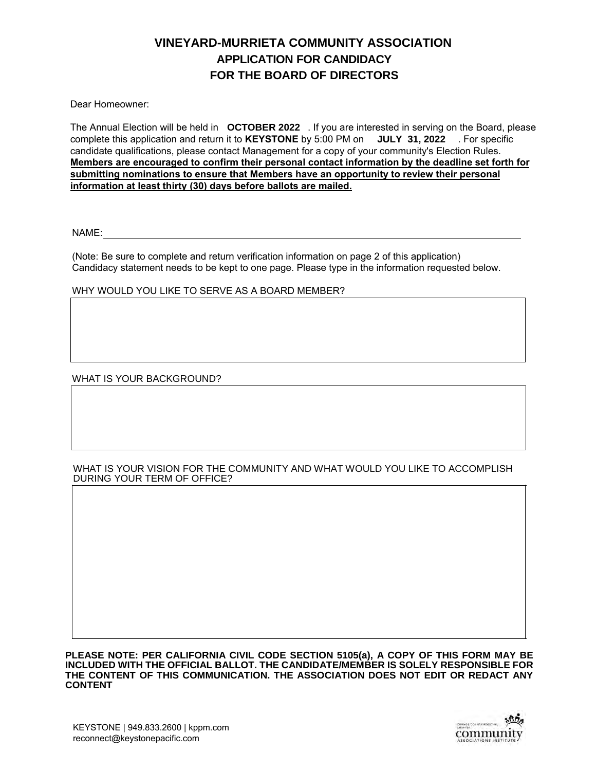# VINEYARD-MURRIETA COMMUNITY ASSOCIATION
## APPLICATION FOR CANDIDACY
## FOR THE BOARD OF DIRECTORS

Dear Homeowner:

The Annual Election will be held in **OCTOBER 2022**. If you are interested in serving on the Board, please complete this application and return it to **KEYSTONE** by 5:00 PM on **JULY 31, 2022**. For specific candidate qualifications, please contact Management for a copy of your community's Election Rules. **Members are encouraged to confirm their personal contact information by the deadline set forth for submitting nominations to ensure that Members have an opportunity to review their personal information at least thirty (30) days before ballots are mailed.**

NAME: ______________________________________________________________

(Note: Be sure to complete and return verification information on page 2 of this application)
Candidacy statement needs to be kept to one page. Please type in the information requested below.

WHY WOULD YOU LIKE TO SERVE AS A BOARD MEMBER?

| |
|---|
| |

WHAT IS YOUR BACKGROUND?

| |
|---|
| |

WHAT IS YOUR VISION FOR THE COMMUNITY AND WHAT WOULD YOU LIKE TO ACCOMPLISH DURING YOUR TERM OF OFFICE?

| |
|---|
| |

**PLEASE NOTE: PER CALIFORNIA CIVIL CODE SECTION 5105(a), A COPY OF THIS FORM MAY BE INCLUDED WITH THE OFFICIAL BALLOT. THE CANDIDATE/MEMBER IS SOLELY RESPONSIBLE FOR THE CONTENT OF THIS COMMUNICATION. THE ASSOCIATION DOES NOT EDIT OR REDACT ANY CONTENT**

KEYSTONE | 949.833.2600 | kppm.com
reconnect@keystonepacific.com

ORANGE COUNTY REGIONAL CHAPTER community ASSOCIATIONS INSTITUTE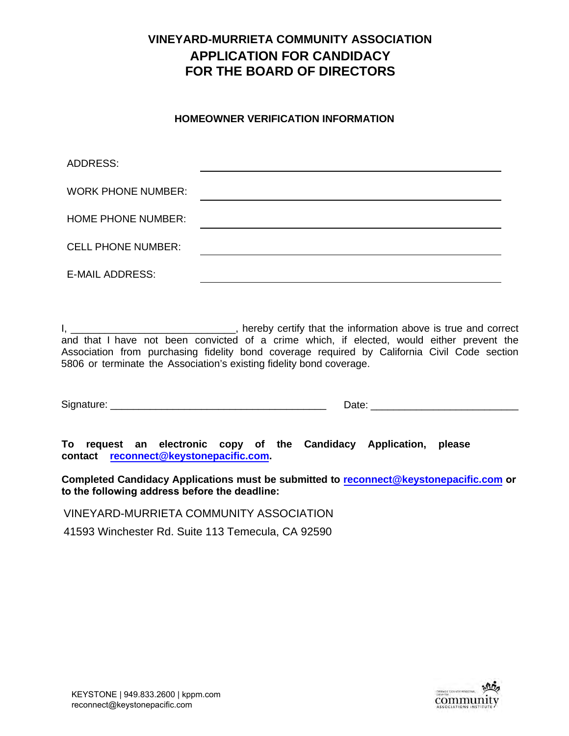# VINEYARD-MURRIETA COMMUNITY ASSOCIATION
# APPLICATION FOR CANDIDACY FOR THE BOARD OF DIRECTORS

### HOMEOWNER VERIFICATION INFORMATION

ADDRESS: ____________________________________________

WORK PHONE NUMBER: ____________________________________________

HOME PHONE NUMBER: ____________________________________________

CELL PHONE NUMBER: ____________________________________________

E-MAIL ADDRESS: ____________________________________________

I, ____________________________, hereby certify that the information above is true and correct and that I have not been convicted of a crime which, if elected, would either prevent the Association from purchasing fidelity bond coverage required by California Civil Code section 5806 or terminate the Association's existing fidelity bond coverage.

Signature: ______________________________________ Date: _________________________

**To request an electronic copy of the Candidacy Application, please contact reconnect@keystonepacific.com.**

**Completed Candidacy Applications must be submitted to reconnect@keystonepacific.com or to the following address before the deadline:**

VINEYARD-MURRIETA COMMUNITY ASSOCIATION

41593 Winchester Rd. Suite 113 Temecula, CA 92590

KEYSTONE | 949.833.2600 | kppm.com
reconnect@keystonepacific.com